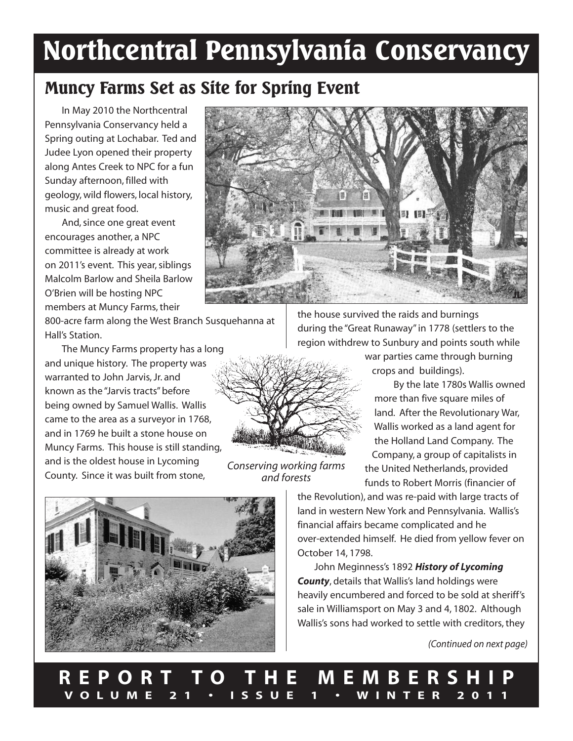# Northcentral Pennsylvania Conservancy

## Muncy Farms Set as Site for Spring Event

In May 2010 the Northcentral Pennsylvania Conservancy held a Spring outing at Lochabar. Ted and Judee Lyon opened their property along Antes Creek to NPC for a fun Sunday afternoon, filled with geology, wild flowers, local history, music and great food.

And, since one great event encourages another, a NPC committee is already at work on 2011's event. This year, siblings Malcolm Barlow and Sheila Barlow O'Brien will be hosting NPC members at Muncy Farms, their 800-acre farm along the West Branch Susquehanna at Hall's Station.

The Muncy Farms property has a long and unique history. The property was warranted to John Jarvis, Jr. and known as the "Jarvis tracts" before being owned by Samuel Wallis. Wallis came to the area as a surveyor in 1768, and in 1769 he built a stone house on Muncy Farms. This house is still standing, and is the oldest house in Lycoming County. Since it was built from stone, the house survived the raids and burnings during the "Great Runaway" in 1778 (settlers to the region withdrew to Sunbury and points south while war parties came through burning crops and buildings).

*Conserving working farms and forests*

By the late 1780s Wallis owned more than five square miles of land. After the Revolutionary War, Wallis worked as a land agent for the Holland Land Company. The Company, a group of capitalists in the United Netherlands, provided funds to Robert Morris (financier of the Revolution), and was re-paid with large tracts of land in western New York and Pennsylvania. Wallis's financial affairs became complicated and he over-extended himself. He died from yellow fever on October 14, 1798.

John Meginness's 1892 ***History of Lycoming County***, details that Wallis's land holdings were heavily encumbered and forced to be sold at sheriff's sale in Williamsport on May 3 and 4, 1802. Although Wallis's sons had worked to settle with creditors, they

*(Continued on next page)*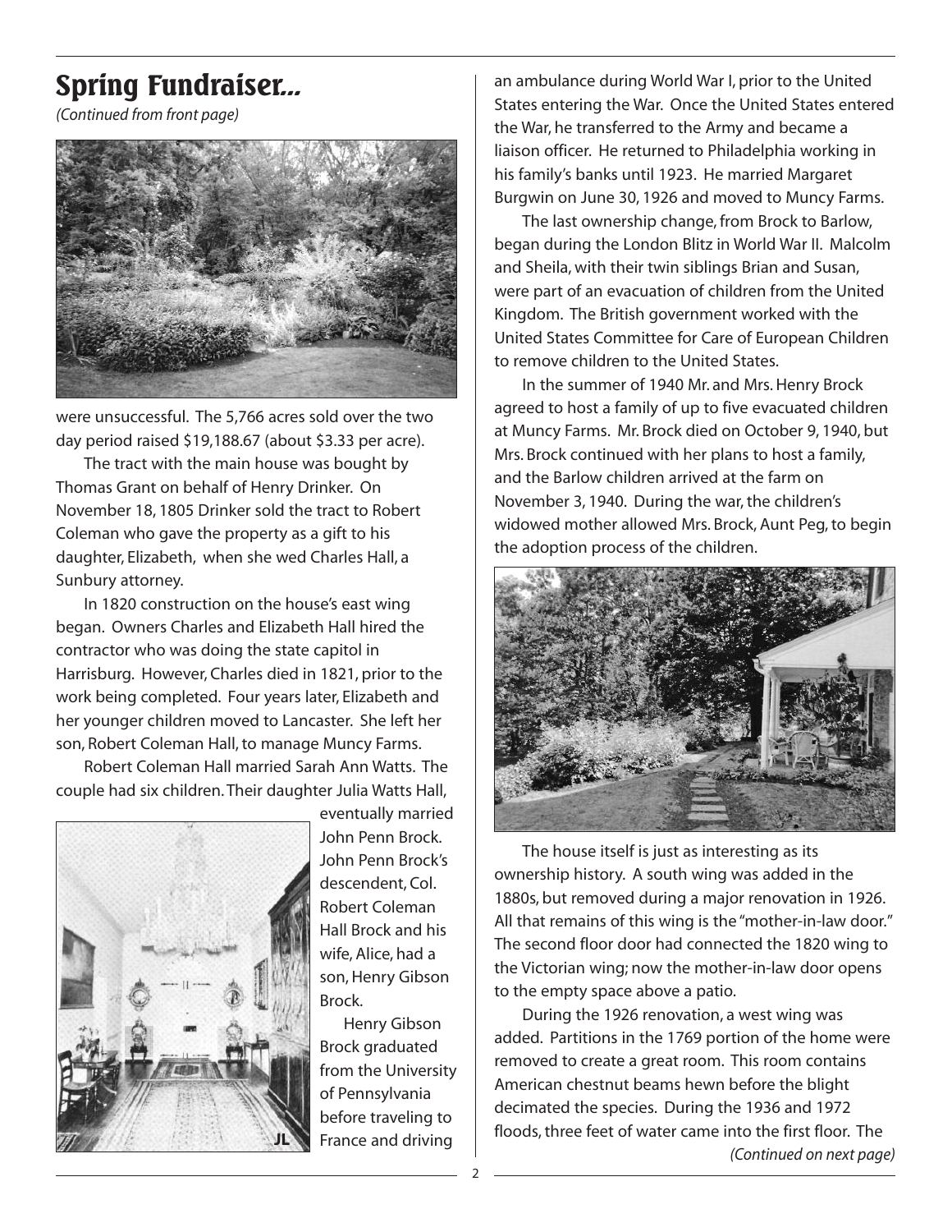# Spring Fundraiser...

*(Continued from front page)*

were unsuccessful. The 5,766 acres sold over the two day period raised $19,188.67 (about $3.33 per acre).

The tract with the main house was bought by Thomas Grant on behalf of Henry Drinker. On November 18, 1805 Drinker sold the tract to Robert Coleman who gave the property as a gift to his daughter, Elizabeth, when she wed Charles Hall, a Sunbury attorney.

In 1820 construction on the house's east wing began. Owners Charles and Elizabeth Hall hired the contractor who was doing the state capitol in Harrisburg. However, Charles died in 1821, prior to the work being completed. Four years later, Elizabeth and her younger children moved to Lancaster. She left her son, Robert Coleman Hall, to manage Muncy Farms.

Robert Coleman Hall married Sarah Ann Watts. The couple had six children. Their daughter Julia Watts Hall, eventually married John Penn Brock. John Penn Brock's descendent, Col. Robert Coleman Hall Brock and his wife, Alice, had a son, Henry Gibson Brock.

Henry Gibson Brock graduated from the University of Pennsylvania before traveling to France and driving an ambulance during World War I, prior to the United States entering the War. Once the United States entered the War, he transferred to the Army and became a liaison officer. He returned to Philadelphia working in his family's banks until 1923. He married Margaret Burgwin on June 30, 1926 and moved to Muncy Farms.

The last ownership change, from Brock to Barlow, began during the London Blitz in World War II. Malcolm and Sheila, with their twin siblings Brian and Susan, were part of an evacuation of children from the United Kingdom. The British government worked with the United States Committee for Care of European Children to remove children to the United States.

In the summer of 1940 Mr. and Mrs. Henry Brock agreed to host a family of up to five evacuated children at Muncy Farms. Mr. Brock died on October 9, 1940, but Mrs. Brock continued with her plans to host a family, and the Barlow children arrived at the farm on November 3, 1940. During the war, the children's widowed mother allowed Mrs. Brock, Aunt Peg, to begin the adoption process of the children.

The house itself is just as interesting as its ownership history. A south wing was added in the 1880s, but removed during a major renovation in 1926. All that remains of this wing is the "mother-in-law door." The second floor door had connected the 1820 wing to the Victorian wing; now the mother-in-law door opens to the empty space above a patio.

During the 1926 renovation, a west wing was added. Partitions in the 1769 portion of the home were removed to create a great room. This room contains American chestnut beams hewn before the blight decimated the species. During the 1936 and 1972 floods, three feet of water came into the first floor. The

*(Continued on next page)*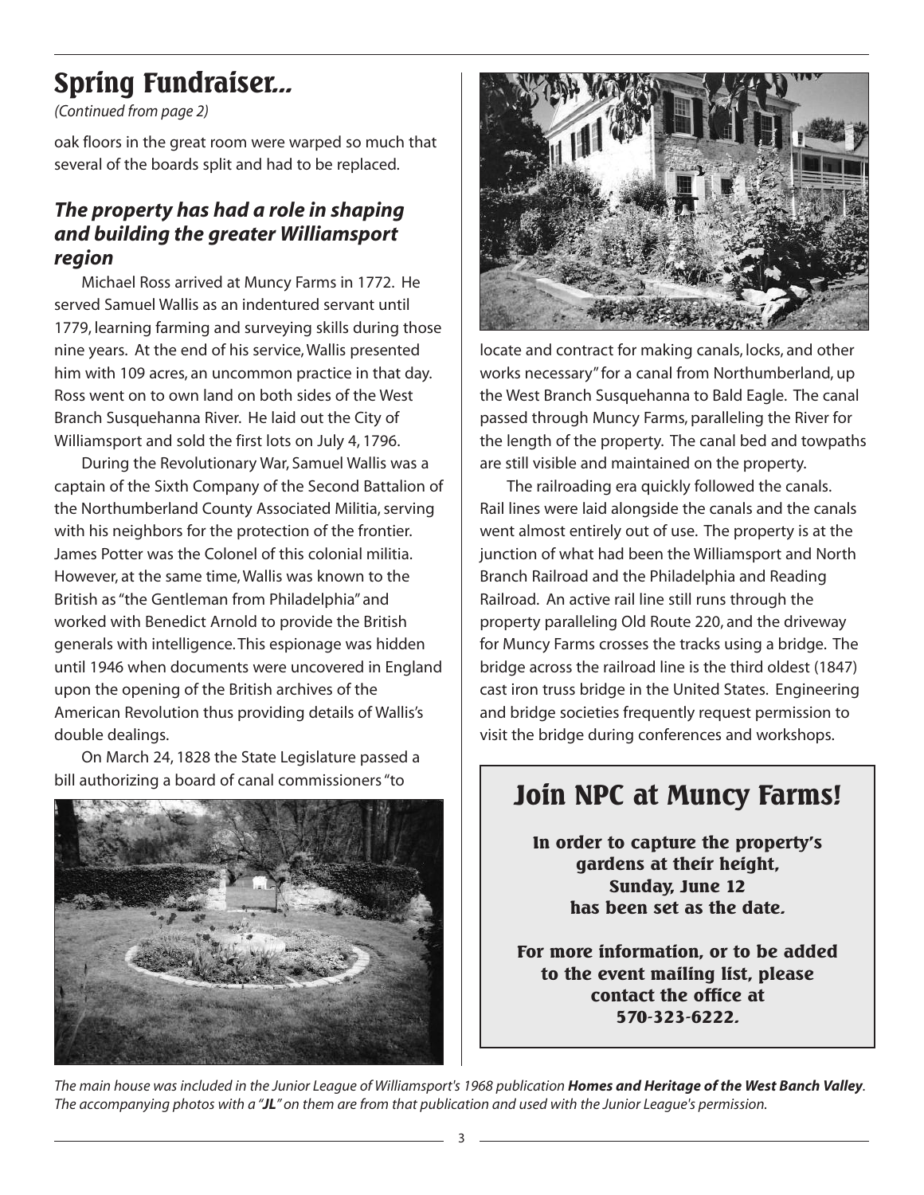# Spring Fundraiser...

*(Continued from page 2)*

oak floors in the great room were warped so much that several of the boards split and had to be replaced.

### *The property has had a role in shaping and building the greater Williamsport region*

Michael Ross arrived at Muncy Farms in 1772. He served Samuel Wallis as an indentured servant until 1779, learning farming and surveying skills during those nine years. At the end of his service, Wallis presented him with 109 acres, an uncommon practice in that day. Ross went on to own land on both sides of the West Branch Susquehanna River. He laid out the City of Williamsport and sold the first lots on July 4, 1796.

During the Revolutionary War, Samuel Wallis was a captain of the Sixth Company of the Second Battalion of the Northumberland County Associated Militia, serving with his neighbors for the protection of the frontier. James Potter was the Colonel of this colonial militia. However, at the same time, Wallis was known to the British as "the Gentleman from Philadelphia" and worked with Benedict Arnold to provide the British generals with intelligence. This espionage was hidden until 1946 when documents were uncovered in England upon the opening of the British archives of the American Revolution thus providing details of Wallis's double dealings.

On March 24, 1828 the State Legislature passed a bill authorizing a board of canal commissioners "to locate and contract for making canals, locks, and other works necessary" for a canal from Northumberland, up the West Branch Susquehanna to Bald Eagle. The canal passed through Muncy Farms, paralleling the River for the length of the property. The canal bed and towpaths are still visible and maintained on the property.

The railroading era quickly followed the canals. Rail lines were laid alongside the canals and the canals went almost entirely out of use. The property is at the junction of what had been the Williamsport and North Branch Railroad and the Philadelphia and Reading Railroad. An active rail line still runs through the property paralleling Old Route 220, and the driveway for Muncy Farms crosses the tracks using a bridge. The bridge across the railroad line is the third oldest (1847) cast iron truss bridge in the United States. Engineering and bridge societies frequently request permission to visit the bridge during conferences and workshops.

## Join NPC at Muncy Farms!

**In order to capture the property's gardens at their height, Sunday, June 12 has been set as the date.**

**For more information, or to be added to the event mailing list, please contact the office at 570-323-6222.**

*The main house was included in the Junior League of Williamsport's 1968 publication* ***Homes and Heritage of the West Banch Valley****. The accompanying photos with a "**JL**" on them are from that publication and used with the Junior League's permission.*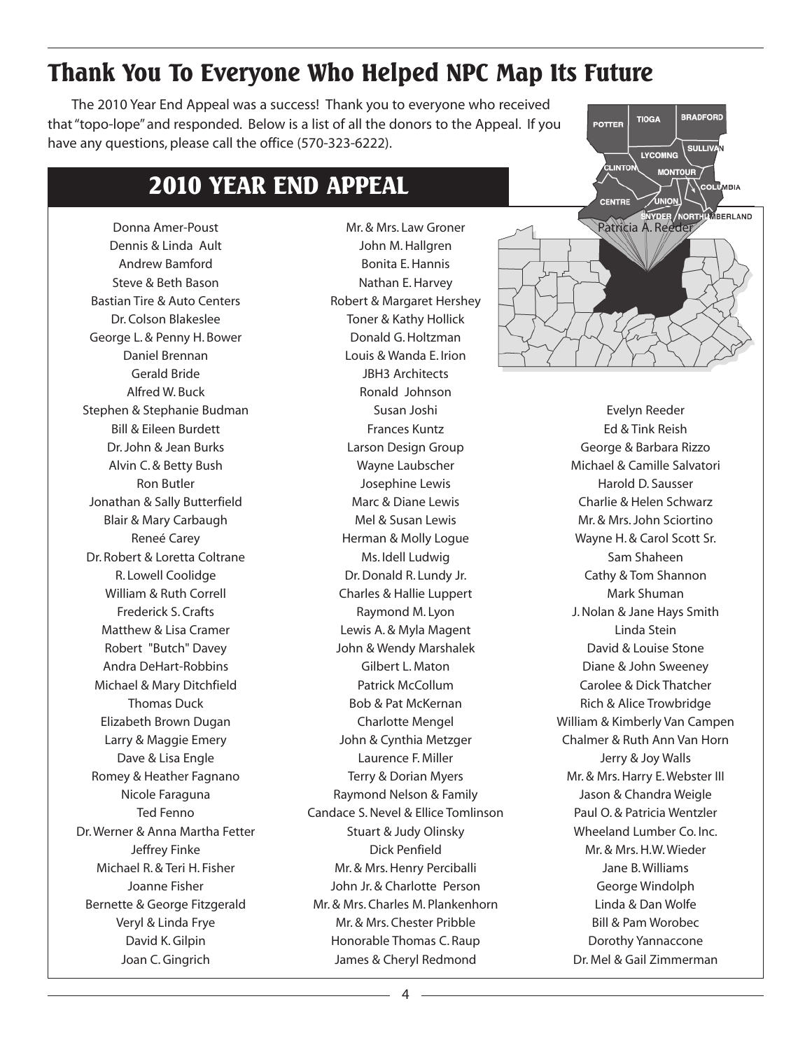# Thank You To Everyone Who Helped NPC Map Its Future

The 2010 Year End Appeal was a success! Thank you to everyone who received that "topo-lope" and responded. Below is a list of all the donors to the Appeal. If you have any questions, please call the office (570-323-6222).

## 2010 YEAR END APPEAL

Donna Amer-Poust
Dennis & Linda Ault
Andrew Bamford
Steve & Beth Bason
Bastian Tire & Auto Centers
Dr. Colson Blakeslee
George L. & Penny H. Bower
Daniel Brennan
Gerald Bride
Alfred W. Buck
Stephen & Stephanie Budman
Bill & Eileen Burdett
Dr. John & Jean Burks
Alvin C. & Betty Bush
Ron Butler
Jonathan & Sally Butterfield
Blair & Mary Carbaugh
Reneé Carey
Dr. Robert & Loretta Coltrane
R. Lowell Coolidge
William & Ruth Correll
Frederick S. Crafts
Matthew & Lisa Cramer
Robert "Butch" Davey
Andra DeHart-Robbins
Michael & Mary Ditchfield
Thomas Duck
Elizabeth Brown Dugan
Larry & Maggie Emery
Dave & Lisa Engle
Romey & Heather Fagnano
Nicole Faraguna
Ted Fenno
Dr. Werner & Anna Martha Fetter
Jeffrey Finke
Michael R. & Teri H. Fisher
Joanne Fisher
Bernette & George Fitzgerald
Veryl & Linda Frye
David K. Gilpin
Joan C. Gingrich
Mr. & Mrs. Law Groner
John M. Hallgren
Bonita E. Hannis
Nathan E. Harvey
Robert & Margaret Hershey
Toner & Kathy Hollick
Donald G. Holtzman
Louis & Wanda E. Irion
JBH3 Architects
Ronald Johnson
Susan Joshi
Frances Kuntz
Larson Design Group
Wayne Laubscher
Josephine Lewis
Marc & Diane Lewis
Mel & Susan Lewis
Herman & Molly Logue
Ms. Idell Ludwig
Dr. Donald R. Lundy Jr.
Charles & Hallie Luppert
Raymond M. Lyon
Lewis A. & Myla Magent
John & Wendy Marshalek
Gilbert L. Maton
Patrick McCollum
Bob & Pat McKernan
Charlotte Mengel
John & Cynthia Metzger
Laurence F. Miller
Terry & Dorian Myers
Raymond Nelson & Family
Candace S. Nevel & Ellice Tomlinson
Stuart & Judy Olinsky
Dick Penfield
Mr. & Mrs. Henry Perciballi
John Jr. & Charlotte Person
Mr. & Mrs. Charles M. Plankenhorn
Mr. & Mrs. Chester Pribble
Honorable Thomas C. Raup
James & Cheryl Redmond
Patricia A. Reeder
Evelyn Reeder
Ed & Tink Reish
George & Barbara Rizzo
Michael & Camille Salvatori
Harold D. Sausser
Charlie & Helen Schwarz
Mr. & Mrs. John Sciortino
Wayne H. & Carol Scott Sr.
Sam Shaheen
Cathy & Tom Shannon
Mark Shuman
J. Nolan & Jane Hays Smith
Linda Stein
David & Louise Stone
Diane & John Sweeney
Carolee & Dick Thatcher
Rich & Alice Trowbridge
William & Kimberly Van Campen
Chalmer & Ruth Ann Van Horn
Jerry & Joy Walls
Mr. & Mrs. Harry E. Webster III
Jason & Chandra Weigle
Paul O. & Patricia Wentzler
Wheeland Lumber Co. Inc.
Mr. & Mrs. H.W. Wieder
Jane B. Williams
George Windolph
Linda & Dan Wolfe
Bill & Pam Worobec
Dorothy Yannaccone
Dr. Mel & Gail Zimmerman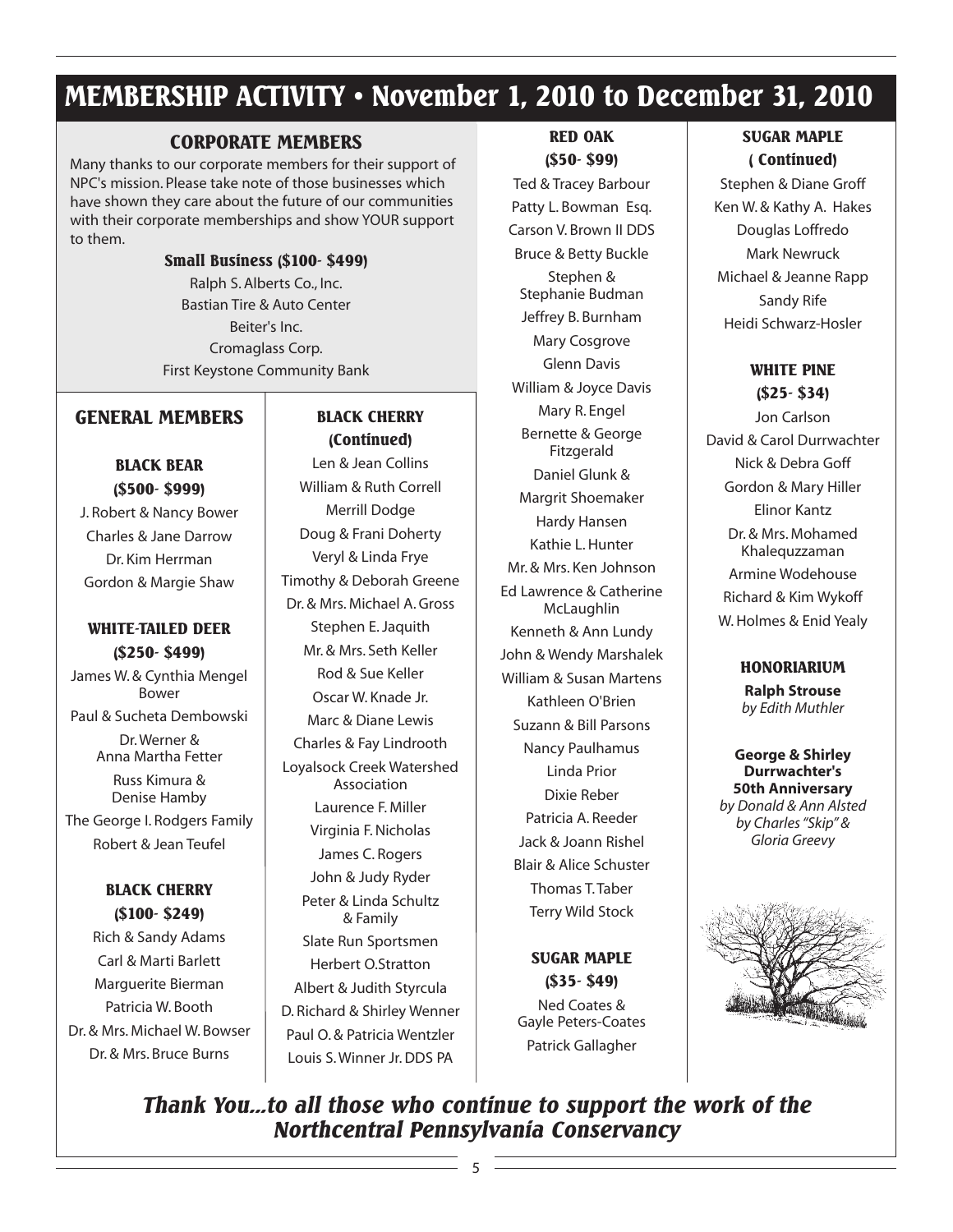# MEMBERSHIP ACTIVITY • November 1, 2010 to December 31, 2010

## CORPORATE MEMBERS

Many thanks to our corporate members for their support of NPC's mission. Please take note of those businesses which have shown they care about the future of our communities with their corporate memberships and show YOUR support to them.

### Small Business ($100- $499)

Ralph S. Alberts Co., Inc.
Bastian Tire & Auto Center
Beiter's Inc.
Cromaglass Corp.
First Keystone Community Bank

## GENERAL MEMBERS

### BLACK BEAR ($500- $999)

J. Robert & Nancy Bower
Charles & Jane Darrow
Dr. Kim Herrman
Gordon & Margie Shaw

### WHITE-TAILED DEER ($250- $499)

James W. & Cynthia Mengel Bower
Paul & Sucheta Dembowski
Dr. Werner & Anna Martha Fetter
Russ Kimura & Denise Hamby
The George I. Rodgers Family
Robert & Jean Teufel

### BLACK CHERRY ($100- $249)

Rich & Sandy Adams
Carl & Marti Barlett
Marguerite Bierman
Patricia W. Booth
Dr. & Mrs. Michael W. Bowser
Dr. & Mrs. Bruce Burns

### BLACK CHERRY (Continued)

Len & Jean Collins
William & Ruth Correll
Merrill Dodge
Doug & Frani Doherty
Veryl & Linda Frye
Timothy & Deborah Greene
Dr. & Mrs. Michael A. Gross
Stephen E. Jaquith
Mr. & Mrs. Seth Keller
Rod & Sue Keller
Oscar W. Knade Jr.
Marc & Diane Lewis
Charles & Fay Lindrooth
Loyalsock Creek Watershed Association
Laurence F. Miller
Virginia F. Nicholas
James C. Rogers
John & Judy Ryder
Peter & Linda Schultz & Family
Slate Run Sportsmen
Herbert O.Stratton
Albert & Judith Styrcula
D. Richard & Shirley Wenner
Paul O. & Patricia Wentzler
Louis S. Winner Jr. DDS PA

### RED OAK ($50- $99)

Ted & Tracey Barbour
Patty L. Bowman Esq.
Carson V. Brown II DDS
Bruce & Betty Buckle
Stephen & Stephanie Budman
Jeffrey B. Burnham
Mary Cosgrove
Glenn Davis
William & Joyce Davis
Mary R. Engel
Bernette & George Fitzgerald
Daniel Glunk & Margrit Shoemaker
Hardy Hansen
Kathie L. Hunter
Mr. & Mrs. Ken Johnson
Ed Lawrence & Catherine McLaughlin
Kenneth & Ann Lundy
John & Wendy Marshalek
William & Susan Martens
Kathleen O'Brien
Suzann & Bill Parsons
Nancy Paulhamus
Linda Prior
Dixie Reber
Patricia A. Reeder
Jack & Joann Rishel
Blair & Alice Schuster
Thomas T. Taber
Terry Wild Stock

### SUGAR MAPLE ($35- $49)

Ned Coates & Gayle Peters-Coates
Patrick Gallagher

### SUGAR MAPLE ( Continued)

Stephen & Diane Groff
Ken W. & Kathy A. Hakes
Douglas Loffredo
Mark Newruck
Michael & Jeanne Rapp
Sandy Rife
Heidi Schwarz-Hosler

### WHITE PINE ($25- $34)

Jon Carlson
David & Carol Durrwachter
Nick & Debra Goff
Gordon & Mary Hiller
Elinor Kantz
Dr. & Mrs. Mohamed Khalequzzaman
Armine Wodehouse
Richard & Kim Wykoff
W. Holmes & Enid Yealy

### HONORIARIUM

**Ralph Strouse**
*by Edith Muthler*

**George & Shirley Durrwachter's 50th Anniversary**
*by Donald & Ann Alsted*
*by Charles "Skip" & Gloria Greevy*

***Thank You...to all those who continue to support the work of the Northcentral Pennsylvania Conservancy***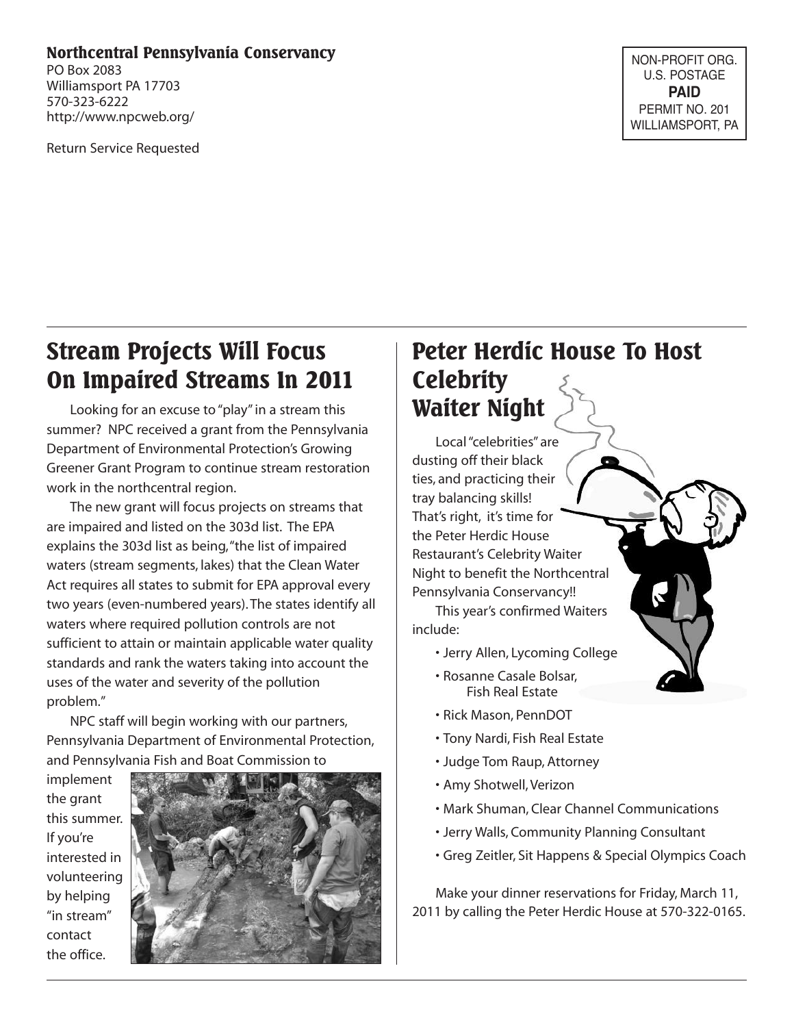**Northcentral Pennsylvania Conservancy**
PO Box 2083
Williamsport PA 17703
570-323-6222
http://www.npcweb.org/

Return Service Requested

NON-PROFIT ORG.
U.S. POSTAGE
**PAID**
PERMIT NO. 201
WILLIAMSPORT, PA

## Stream Projects Will Focus On Impaired Streams In 2011

Looking for an excuse to "play" in a stream this summer? NPC received a grant from the Pennsylvania Department of Environmental Protection's Growing Greener Grant Program to continue stream restoration work in the northcentral region.

The new grant will focus projects on streams that are impaired and listed on the 303d list. The EPA explains the 303d list as being, "the list of impaired waters (stream segments, lakes) that the Clean Water Act requires all states to submit for EPA approval every two years (even-numbered years). The states identify all waters where required pollution controls are not sufficient to attain or maintain applicable water quality standards and rank the waters taking into account the uses of the water and severity of the pollution problem."

NPC staff will begin working with our partners, Pennsylvania Department of Environmental Protection, and Pennsylvania Fish and Boat Commission to implement the grant this summer. If you're interested in volunteering by helping "in stream" contact the office.

## Peter Herdic House To Host Celebrity Waiter Night

Local "celebrities" are dusting off their black ties, and practicing their tray balancing skills! That's right, it's time for the Peter Herdic House Restaurant's Celebrity Waiter Night to benefit the Northcentral Pennsylvania Conservancy!!

This year's confirmed Waiters include:

- Jerry Allen, Lycoming College
- Rosanne Casale Bolsar, Fish Real Estate
- Rick Mason, PennDOT
- Tony Nardi, Fish Real Estate
- Judge Tom Raup, Attorney
- Amy Shotwell, Verizon
- Mark Shuman, Clear Channel Communications
- Jerry Walls, Community Planning Consultant
- Greg Zeitler, Sit Happens & Special Olympics Coach

Make your dinner reservations for Friday, March 11, 2011 by calling the Peter Herdic House at 570-322-0165.